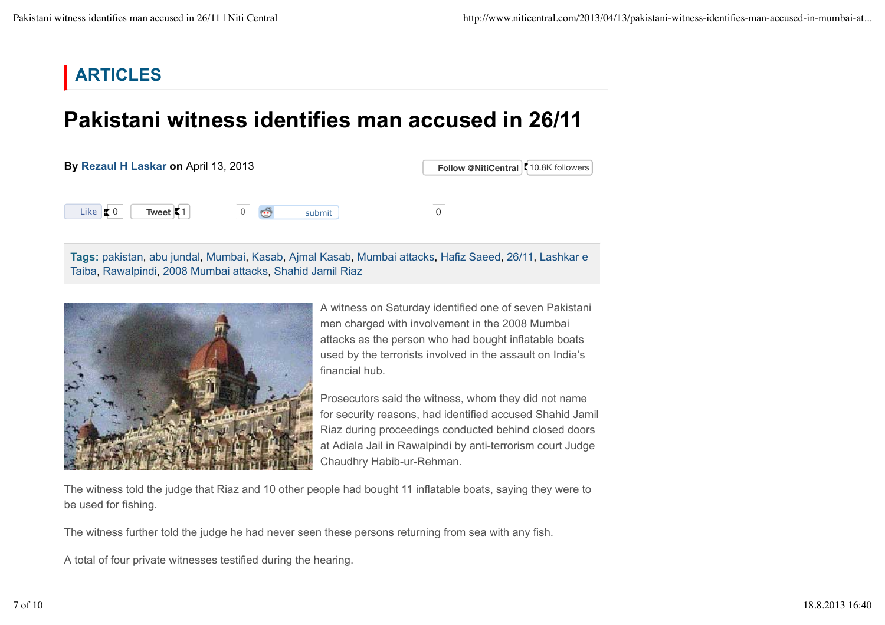# ARTICLES

## Pakistani witness identifies man accused in 26/11

**By** Rezaul H Laskar **on** April 13, 2013

Follow @NitiCentral 10.8K followers

Like 0 Tweet 1 0 submit 0

**Tags:** pakistan, abu jundal, Mumbai, Kasab, Ajmal Kasab, Mumbai attacks, Hafiz Saeed, 26/11, Lashkar e Taiba, Rawalpindi, 2008 Mumbai attacks, Shahid Jamil Riaz

A witness on Saturday identified one of seven Pakistani men charged with involvement in the 2008 Mumbai attacks as the person who had bought inflatable boats used by the terrorists involved in the assault on India's financial hub.

Prosecutors said the witness, whom they did not name for security reasons, had identified accused Shahid Jamil Riaz during proceedings conducted behind closed doors at Adiala Jail in Rawalpindi by anti-terrorism court Judge Chaudhry Habib-ur-Rehman.

The witness told the judge that Riaz and 10 other people had bought 11 inflatable boats, saying they were to be used for fishing.

The witness further told the judge he had never seen these persons returning from sea with any fish.

A total of four private witnesses testified during the hearing.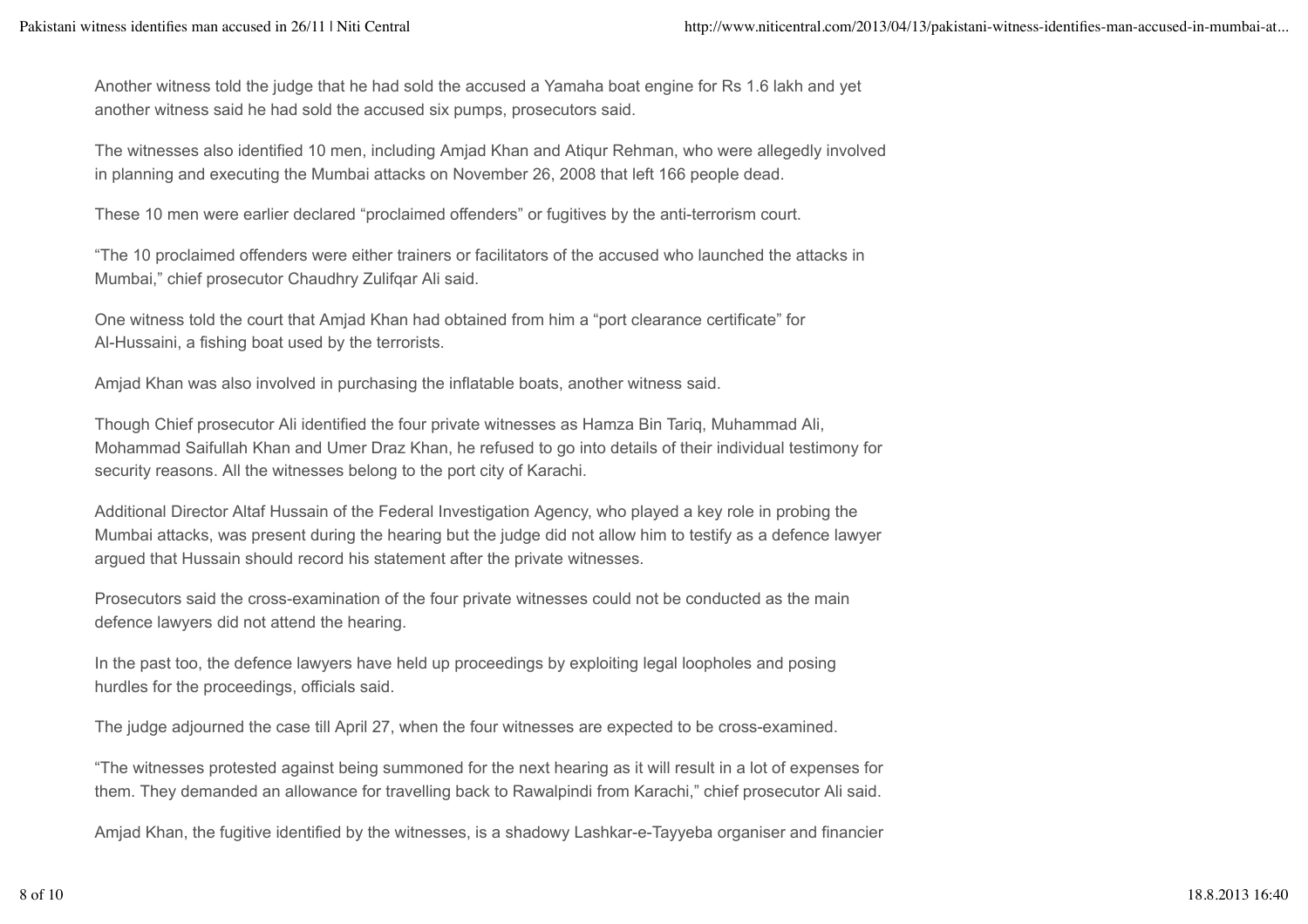Another witness told the judge that he had sold the accused a Yamaha boat engine for Rs 1.6 lakh and yet another witness said he had sold the accused six pumps, prosecutors said.

The witnesses also identified 10 men, including Amjad Khan and Atiqur Rehman, who were allegedly involved in planning and executing the Mumbai attacks on November 26, 2008 that left 166 people dead.

These 10 men were earlier declared "proclaimed offenders" or fugitives by the anti-terrorism court.

"The 10 proclaimed offenders were either trainers or facilitators of the accused who launched the attacks in Mumbai," chief prosecutor Chaudhry Zulifqar Ali said.

One witness told the court that Amjad Khan had obtained from him a "port clearance certificate" for Al-Hussaini, a fishing boat used by the terrorists.

Amjad Khan was also involved in purchasing the inflatable boats, another witness said.

Though Chief prosecutor Ali identified the four private witnesses as Hamza Bin Tariq, Muhammad Ali, Mohammad Saifullah Khan and Umer Draz Khan, he refused to go into details of their individual testimony for security reasons. All the witnesses belong to the port city of Karachi.

Additional Director Altaf Hussain of the Federal Investigation Agency, who played a key role in probing the Mumbai attacks, was present during the hearing but the judge did not allow him to testify as a defence lawyer argued that Hussain should record his statement after the private witnesses.

Prosecutors said the cross-examination of the four private witnesses could not be conducted as the main defence lawyers did not attend the hearing.

In the past too, the defence lawyers have held up proceedings by exploiting legal loopholes and posing hurdles for the proceedings, officials said.

The judge adjourned the case till April 27, when the four witnesses are expected to be cross-examined.

"The witnesses protested against being summoned for the next hearing as it will result in a lot of expenses for them. They demanded an allowance for travelling back to Rawalpindi from Karachi," chief prosecutor Ali said.

Amjad Khan, the fugitive identified by the witnesses, is a shadowy Lashkar-e-Tayyeba organiser and financier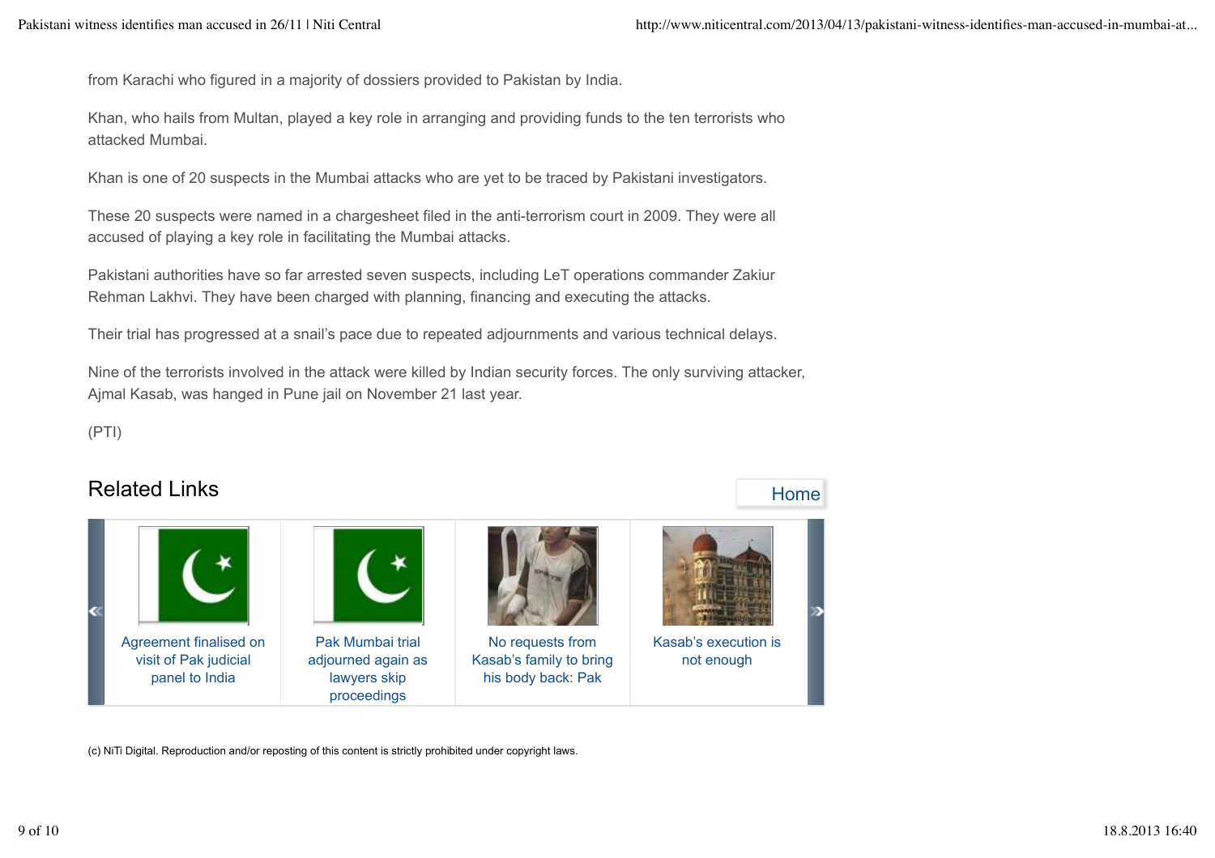from Karachi who figured in a majority of dossiers provided to Pakistan by India.

Khan, who hails from Multan, played a key role in arranging and providing funds to the ten terrorists who attacked Mumbai.

Khan is one of 20 suspects in the Mumbai attacks who are yet to be traced by Pakistani investigators.

These 20 suspects were named in a chargesheet filed in the anti-terrorism court in 2009. They were all accused of playing a key role in facilitating the Mumbai attacks.

Pakistani authorities have so far arrested seven suspects, including LeT operations commander Zakiur Rehman Lakhvi. They have been charged with planning, financing and executing the attacks.

Their trial has progressed at a snail's pace due to repeated adjournments and various technical delays.

Nine of the terrorists involved in the attack were killed by Indian security forces. The only surviving attacker, Ajmal Kasab, was hanged in Pune jail on November 21 last year.

(PTI)

## Related Links

Home

- Agreement finalised on visit of Pak judicial panel to India
- Pak Mumbai trial adjourned again as lawyers skip proceedings
- No requests from Kasab's family to bring his body back: Pak
- Kasab's execution is not enough

(c) NiTi Digital. Reproduction and/or reposting of this content is strictly prohibited under copyright laws.